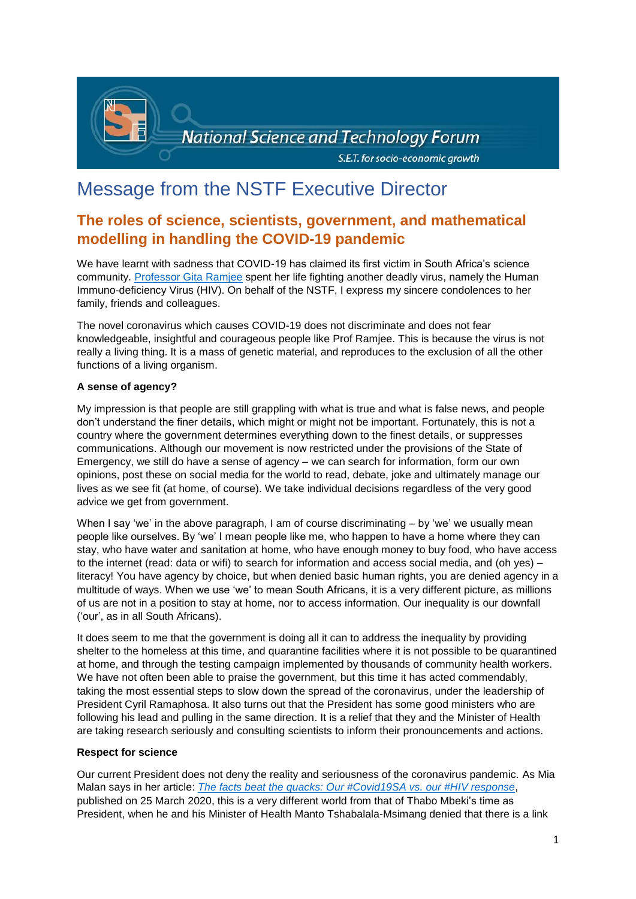National Science and Technology Forum

S.E.T. for socio-economic growth

# Message from the NSTF Executive Director

## The roles of science, scientists, government, and mathematical modelling in handling the COVID-19 pandemic

We have learnt with sadness that COVID-19 has claimed its first victim in South Africa's science community. [Professor Gita Ramjee]() spent her life fighting another deadly virus, namely the Human Immuno-deficiency Virus (HIV). On behalf of the NSTF, I express my sincere condolences to her family, friends and colleagues.

The novel coronavirus which causes COVID-19 does not discriminate and does not fear knowledgeable, insightful and courageous people like Prof Ramjee. This is because the virus is not really a living thing. It is a mass of genetic material, and reproduces to the exclusion of all the other functions of a living organism.

**A sense of agency?**

My impression is that people are still grappling with what is true and what is false news, and people don't understand the finer details, which might or might not be important. Fortunately, this is not a country where the government determines everything down to the finest details, or suppresses communications. Although our movement is now restricted under the provisions of the State of Emergency, we still do have a sense of agency – we can search for information, form our own opinions, post these on social media for the world to read, debate, joke and ultimately manage our lives as we see fit (at home, of course). We take individual decisions regardless of the very good advice we get from government.

When I say 'we' in the above paragraph, I am of course discriminating – by 'we' we usually mean people like ourselves. By 'we' I mean people like me, who happen to have a home where they can stay, who have water and sanitation at home, who have enough money to buy food, who have access to the internet (read: data or wifi) to search for information and access social media, and (oh yes) – literacy! You have agency by choice, but when denied basic human rights, you are denied agency in a multitude of ways. When we use 'we' to mean South Africans, it is a very different picture, as millions of us are not in a position to stay at home, nor to access information. Our inequality is our downfall ('our', as in all South Africans).

It does seem to me that the government is doing all it can to address the inequality by providing shelter to the homeless at this time, and quarantine facilities where it is not possible to be quarantined at home, and through the testing campaign implemented by thousands of community health workers. We have not often been able to praise the government, but this time it has acted commendably, taking the most essential steps to slow down the spread of the coronavirus, under the leadership of President Cyril Ramaphosa. It also turns out that the President has some good ministers who are following his lead and pulling in the same direction. It is a relief that they and the Minister of Health are taking research seriously and consulting scientists to inform their pronouncements and actions.

**Respect for science**

Our current President does not deny the reality and seriousness of the coronavirus pandemic. As Mia Malan says in her article: [*The facts beat the quacks: Our #Covid19SA vs. our #HIV response*](), published on 25 March 2020, this is a very different world from that of Thabo Mbeki's time as President, when he and his Minister of Health Manto Tshabalala-Msimang denied that there is a link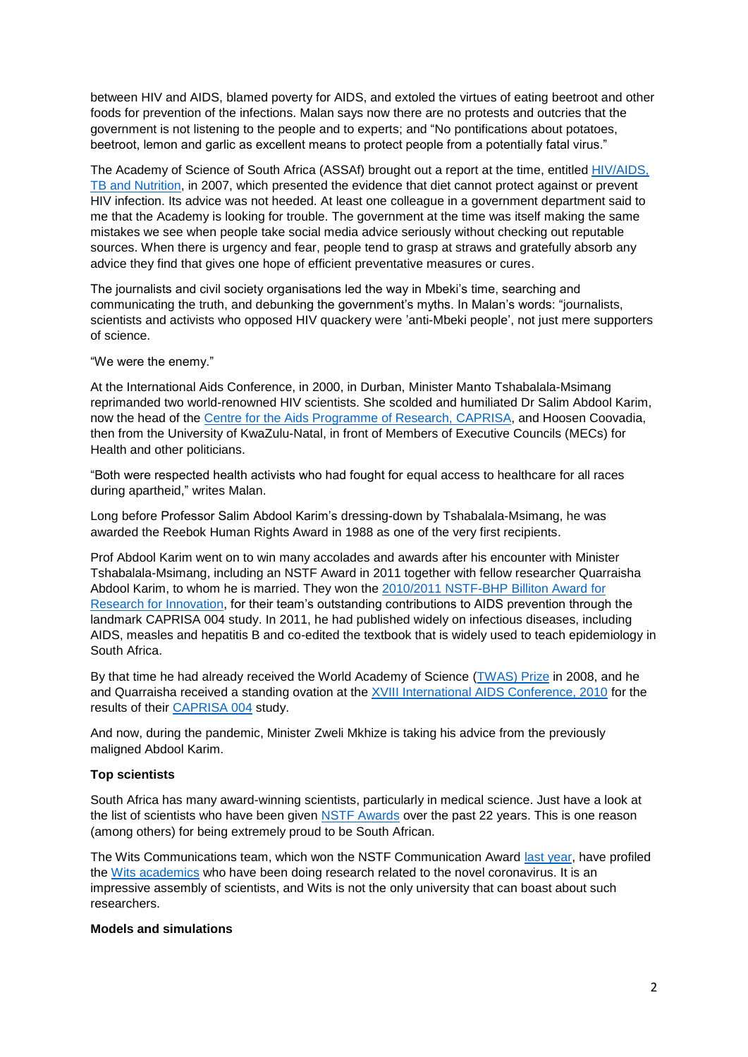between HIV and AIDS, blamed poverty for AIDS, and extoled the virtues of eating beetroot and other foods for prevention of the infections. Malan says now there are no protests and outcries that the government is not listening to the people and to experts; and "No pontifications about potatoes, beetroot, lemon and garlic as excellent means to protect people from a potentially fatal virus."

The Academy of Science of South Africa (ASSAf) brought out a report at the time, entitled [HIV/AIDS, TB and Nutrition](), in 2007, which presented the evidence that diet cannot protect against or prevent HIV infection. Its advice was not heeded. At least one colleague in a government department said to me that the Academy is looking for trouble. The government at the time was itself making the same mistakes we see when people take social media advice seriously without checking out reputable sources. When there is urgency and fear, people tend to grasp at straws and gratefully absorb any advice they find that gives one hope of efficient preventative measures or cures.

The journalists and civil society organisations led the way in Mbeki's time, searching and communicating the truth, and debunking the government's myths. In Malan's words: "journalists, scientists and activists who opposed HIV quackery were 'anti-Mbeki people', not just mere supporters of science.

"We were the enemy."

At the International Aids Conference, in 2000, in Durban, Minister Manto Tshabalala-Msimang reprimanded two world-renowned HIV scientists. She scolded and humiliated Dr Salim Abdool Karim, now the head of the [Centre for the Aids Programme of Research, CAPRISA](), and Hoosen Coovadia, then from the University of KwaZulu-Natal, in front of Members of Executive Councils (MECs) for Health and other politicians.

"Both were respected health activists who had fought for equal access to healthcare for all races during apartheid," writes Malan.

Long before Professor Salim Abdool Karim's dressing-down by Tshabalala-Msimang, he was awarded the Reebok Human Rights Award in 1988 as one of the very first recipients.

Prof Abdool Karim went on to win many accolades and awards after his encounter with Minister Tshabalala-Msimang, including an NSTF Award in 2011 together with fellow researcher Quarraisha Abdool Karim, to whom he is married. They won the [2010/2011 NSTF-BHP Billiton Award for Research for Innovation](), for their team's outstanding contributions to AIDS prevention through the landmark CAPRISA 004 study. In 2011, he had published widely on infectious diseases, including AIDS, measles and hepatitis B and co-edited the textbook that is widely used to teach epidemiology in South Africa.

By that time he had already received the World Academy of Science ([TWAS) Prize]() in 2008, and he and Quarraisha received a standing ovation at the [XVIII International AIDS Conference, 2010]() for the results of their [CAPRISA 004]() study.

And now, during the pandemic, Minister Zweli Mkhize is taking his advice from the previously maligned Abdool Karim.

**Top scientists**

South Africa has many award-winning scientists, particularly in medical science. Just have a look at the list of scientists who have been given [NSTF Awards]() over the past 22 years. This is one reason (among others) for being extremely proud to be South African.

The Wits Communications team, which won the NSTF Communication Award [last year](), have profiled the [Wits academics]() who have been doing research related to the novel coronavirus. It is an impressive assembly of scientists, and Wits is not the only university that can boast about such researchers.

**Models and simulations**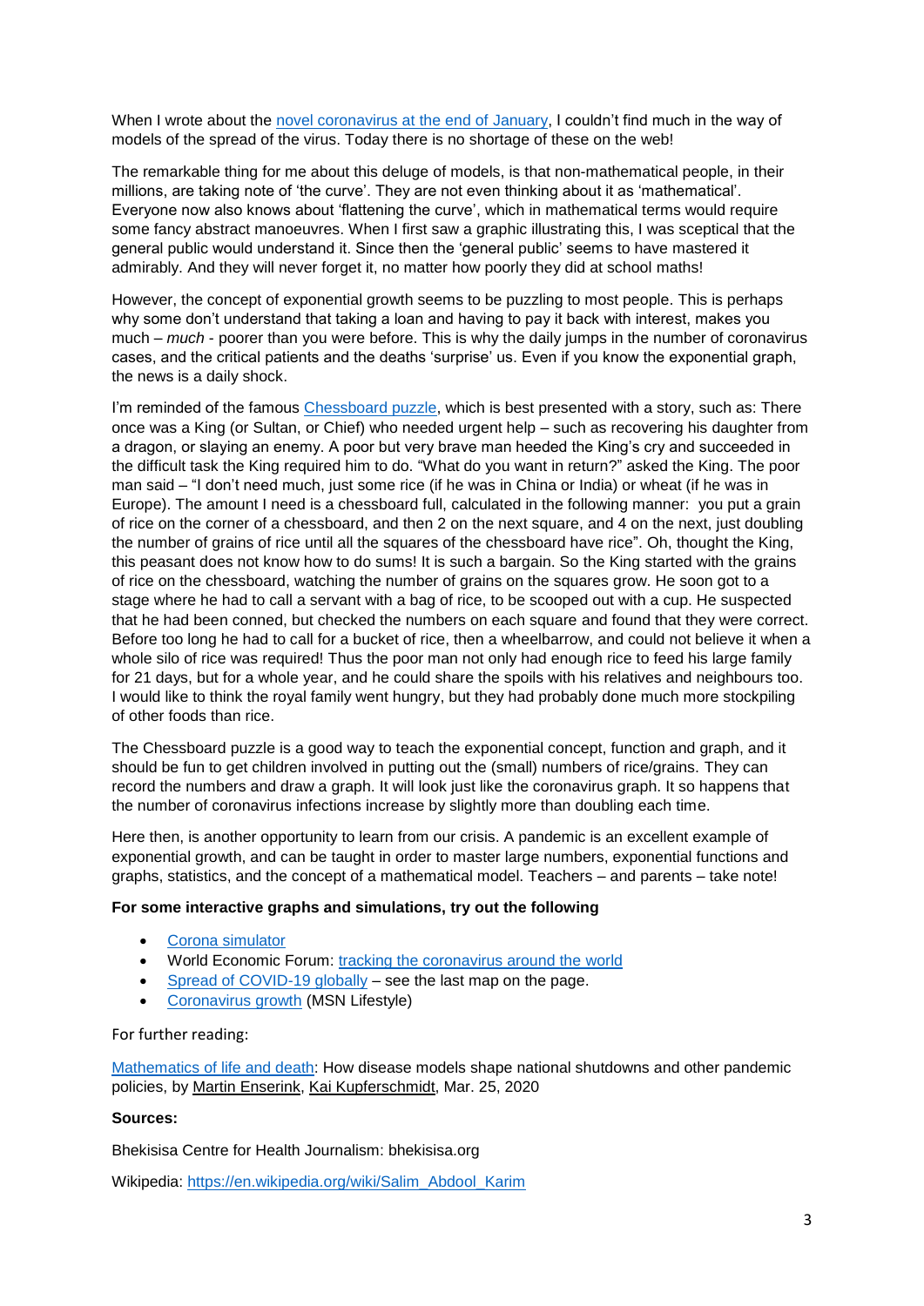When I wrote about the [novel coronavirus at the end of January](), I couldn't find much in the way of models of the spread of the virus. Today there is no shortage of these on the web!

The remarkable thing for me about this deluge of models, is that non-mathematical people, in their millions, are taking note of 'the curve'. They are not even thinking about it as 'mathematical'. Everyone now also knows about 'flattening the curve', which in mathematical terms would require some fancy abstract manoeuvres. When I first saw a graphic illustrating this, I was sceptical that the general public would understand it. Since then the 'general public' seems to have mastered it admirably. And they will never forget it, no matter how poorly they did at school maths!

However, the concept of exponential growth seems to be puzzling to most people. This is perhaps why some don't understand that taking a loan and having to pay it back with interest, makes you much – *much* - poorer than you were before. This is why the daily jumps in the number of coronavirus cases, and the critical patients and the deaths 'surprise' us. Even if you know the exponential graph, the news is a daily shock.

I'm reminded of the famous [Chessboard puzzle](), which is best presented with a story, such as: There once was a King (or Sultan, or Chief) who needed urgent help – such as recovering his daughter from a dragon, or slaying an enemy. A poor but very brave man heeded the King's cry and succeeded in the difficult task the King required him to do. "What do you want in return?" asked the King. The poor man said – "I don't need much, just some rice (if he was in China or India) or wheat (if he was in Europe). The amount I need is a chessboard full, calculated in the following manner: you put a grain of rice on the corner of a chessboard, and then 2 on the next square, and 4 on the next, just doubling the number of grains of rice until all the squares of the chessboard have rice". Oh, thought the King, this peasant does not know how to do sums! It is such a bargain. So the King started with the grains of rice on the chessboard, watching the number of grains on the squares grow. He soon got to a stage where he had to call a servant with a bag of rice, to be scooped out with a cup. He suspected that he had been conned, but checked the numbers on each square and found that they were correct. Before too long he had to call for a bucket of rice, then a wheelbarrow, and could not believe it when a whole silo of rice was required! Thus the poor man not only had enough rice to feed his large family for 21 days, but for a whole year, and he could share the spoils with his relatives and neighbours too. I would like to think the royal family went hungry, but they had probably done much more stockpiling of other foods than rice.

The Chessboard puzzle is a good way to teach the exponential concept, function and graph, and it should be fun to get children involved in putting out the (small) numbers of rice/grains. They can record the numbers and draw a graph. It will look just like the coronavirus graph. It so happens that the number of coronavirus infections increase by slightly more than doubling each time.

Here then, is another opportunity to learn from our crisis. A pandemic is an excellent example of exponential growth, and can be taught in order to master large numbers, exponential functions and graphs, statistics, and the concept of a mathematical model. Teachers – and parents – take note!

**For some interactive graphs and simulations, try out the following**

- [Corona simulator]()
- World Economic Forum: [tracking the coronavirus around the world]()
- [Spread of COVID-19 globally]() – see the last map on the page.
- [Coronavirus growth]() (MSN Lifestyle)

For further reading:

[Mathematics of life and death](): How disease models shape national shutdowns and other pandemic policies, by Martin Enserink, Kai Kupferschmidt, Mar. 25, 2020

**Sources:**

Bhekisisa Centre for Health Journalism: bhekisisa.org

Wikipedia: [https://en.wikipedia.org/wiki/Salim_Abdool_Karim](https://en.wikipedia.org/wiki/Salim_Abdool_Karim)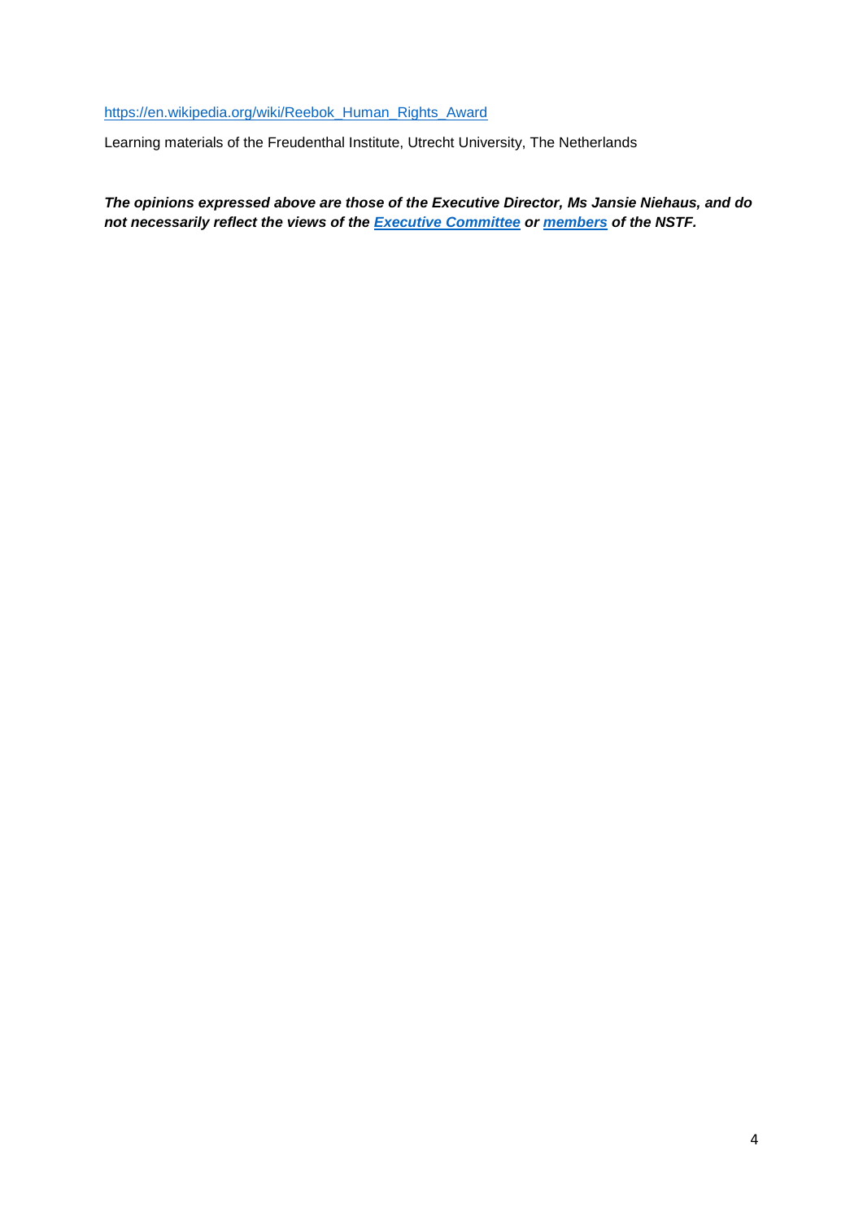https://en.wikipedia.org/wiki/Reebok_Human_Rights_Award

Learning materials of the Freudenthal Institute, Utrecht University, The Netherlands

***The opinions expressed above are those of the Executive Director, Ms Jansie Niehaus, and do not necessarily reflect the views of the Executive Committee or members of the NSTF.***